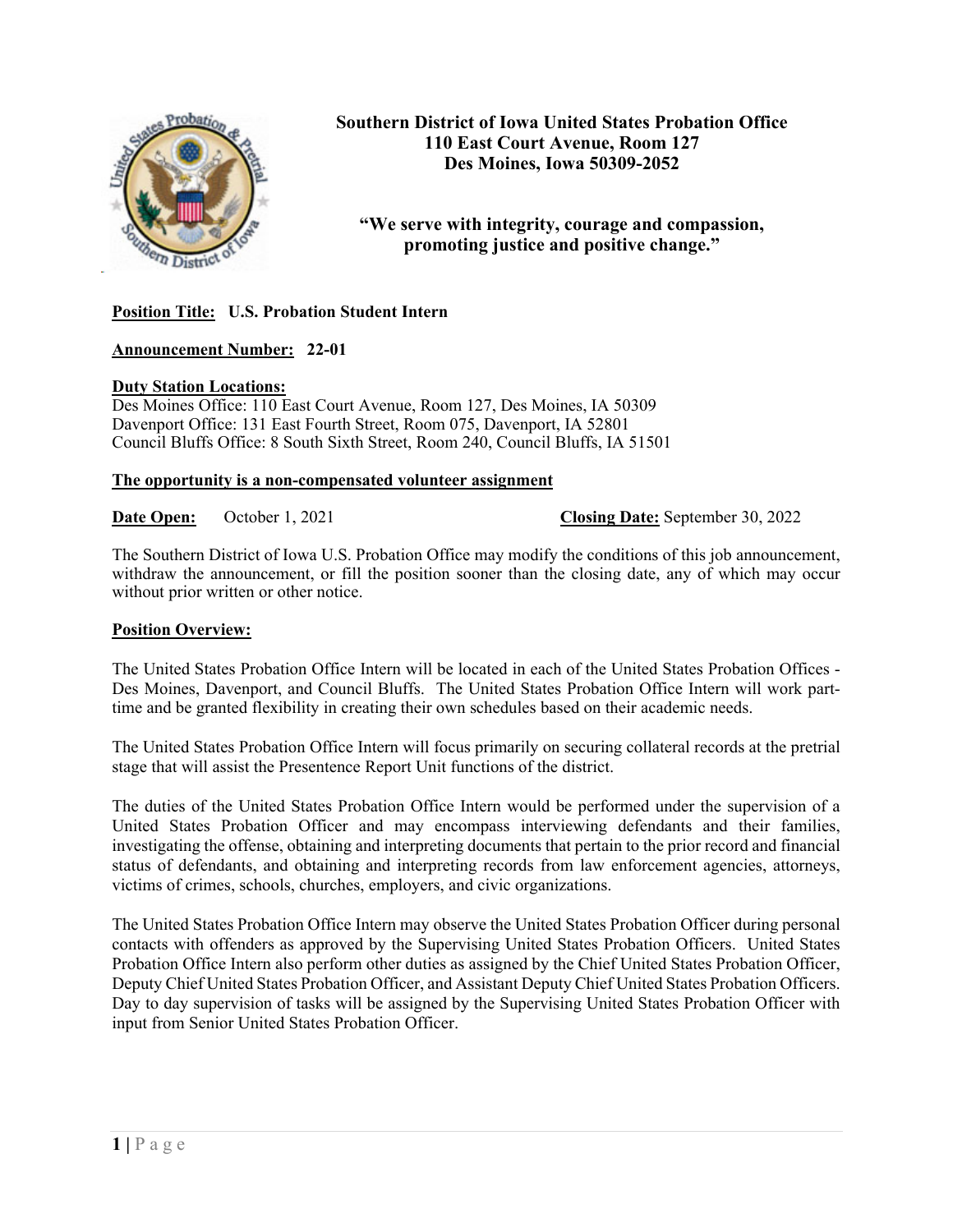**Southern District of Iowa United States Probation Office**
**110 East Court Avenue, Room 127**
**Des Moines, Iowa 50309-2052**

**"We serve with integrity, courage and compassion, promoting justice and positive change."**

**Position Title:** **U.S. Probation Student Intern**

**Announcement Number:** **22-01**

**Duty Station Locations:**
Des Moines Office: 110 East Court Avenue, Room 127, Des Moines, IA 50309
Davenport Office: 131 East Fourth Street, Room 075, Davenport, IA 52801
Council Bluffs Office: 8 South Sixth Street, Room 240, Council Bluffs, IA 51501

**The opportunity is a non-compensated volunteer assignment**

**Date Open:** October 1, 2021 **Closing Date:** September 30, 2022

The Southern District of Iowa U.S. Probation Office may modify the conditions of this job announcement, withdraw the announcement, or fill the position sooner than the closing date, any of which may occur without prior written or other notice.

**Position Overview:**

The United States Probation Office Intern will be located in each of the United States Probation Offices - Des Moines, Davenport, and Council Bluffs. The United States Probation Office Intern will work part-time and be granted flexibility in creating their own schedules based on their academic needs.

The United States Probation Office Intern will focus primarily on securing collateral records at the pretrial stage that will assist the Presentence Report Unit functions of the district.

The duties of the United States Probation Office Intern would be performed under the supervision of a United States Probation Officer and may encompass interviewing defendants and their families, investigating the offense, obtaining and interpreting documents that pertain to the prior record and financial status of defendants, and obtaining and interpreting records from law enforcement agencies, attorneys, victims of crimes, schools, churches, employers, and civic organizations.

The United States Probation Office Intern may observe the United States Probation Officer during personal contacts with offenders as approved by the Supervising United States Probation Officers. United States Probation Office Intern also perform other duties as assigned by the Chief United States Probation Officer, Deputy Chief United States Probation Officer, and Assistant Deputy Chief United States Probation Officers. Day to day supervision of tasks will be assigned by the Supervising United States Probation Officer with input from Senior United States Probation Officer.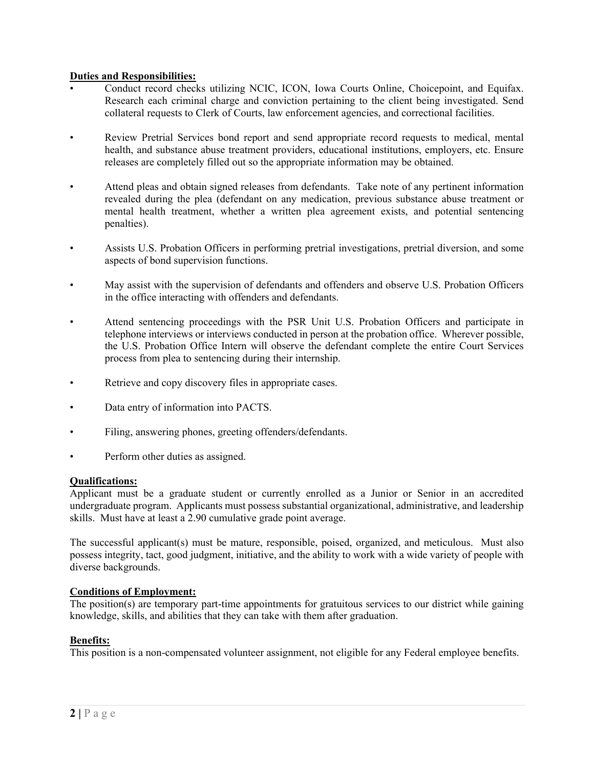**Duties and Responsibilities:**

- Conduct record checks utilizing NCIC, ICON, Iowa Courts Online, Choicepoint, and Equifax. Research each criminal charge and conviction pertaining to the client being investigated. Send collateral requests to Clerk of Courts, law enforcement agencies, and correctional facilities.

- Review Pretrial Services bond report and send appropriate record requests to medical, mental health, and substance abuse treatment providers, educational institutions, employers, etc. Ensure releases are completely filled out so the appropriate information may be obtained.

- Attend pleas and obtain signed releases from defendants. Take note of any pertinent information revealed during the plea (defendant on any medication, previous substance abuse treatment or mental health treatment, whether a written plea agreement exists, and potential sentencing penalties).

- Assists U.S. Probation Officers in performing pretrial investigations, pretrial diversion, and some aspects of bond supervision functions.

- May assist with the supervision of defendants and offenders and observe U.S. Probation Officers in the office interacting with offenders and defendants.

- Attend sentencing proceedings with the PSR Unit U.S. Probation Officers and participate in telephone interviews or interviews conducted in person at the probation office. Wherever possible, the U.S. Probation Office Intern will observe the defendant complete the entire Court Services process from plea to sentencing during their internship.

- Retrieve and copy discovery files in appropriate cases.

- Data entry of information into PACTS.

- Filing, answering phones, greeting offenders/defendants.

- Perform other duties as assigned.

**Qualifications:**

Applicant must be a graduate student or currently enrolled as a Junior or Senior in an accredited undergraduate program. Applicants must possess substantial organizational, administrative, and leadership skills. Must have at least a 2.90 cumulative grade point average.

The successful applicant(s) must be mature, responsible, poised, organized, and meticulous. Must also possess integrity, tact, good judgment, initiative, and the ability to work with a wide variety of people with diverse backgrounds.

**Conditions of Employment:**

The position(s) are temporary part-time appointments for gratuitous services to our district while gaining knowledge, skills, and abilities that they can take with them after graduation.

**Benefits:**

This position is a non-compensated volunteer assignment, not eligible for any Federal employee benefits.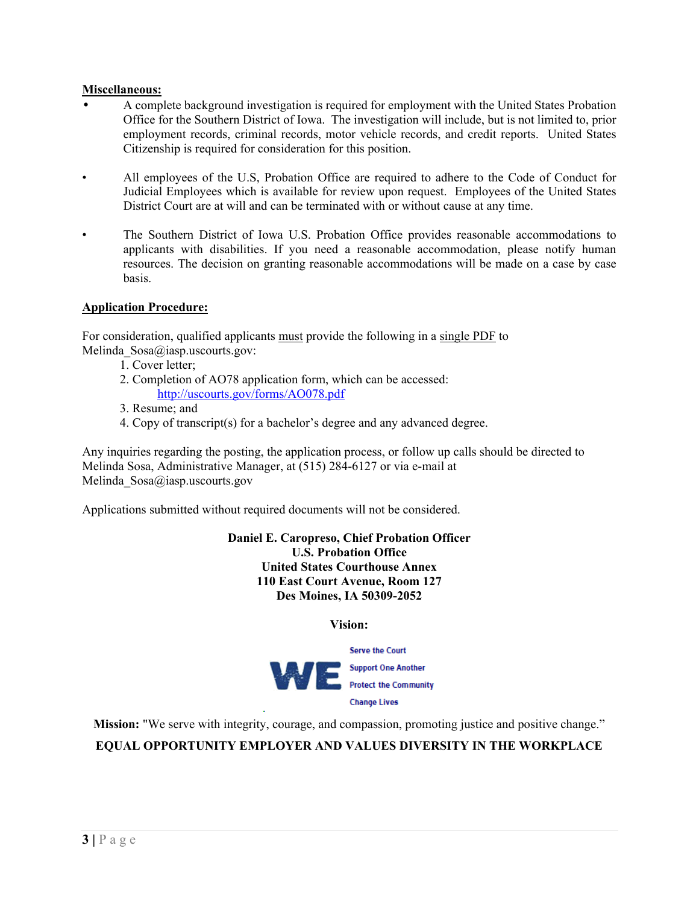**Miscellaneous:**

- A complete background investigation is required for employment with the United States Probation Office for the Southern District of Iowa. The investigation will include, but is not limited to, prior employment records, criminal records, motor vehicle records, and credit reports. United States Citizenship is required for consideration for this position.

- All employees of the U.S, Probation Office are required to adhere to the Code of Conduct for Judicial Employees which is available for review upon request. Employees of the United States District Court are at will and can be terminated with or without cause at any time.

- The Southern District of Iowa U.S. Probation Office provides reasonable accommodations to applicants with disabilities. If you need a reasonable accommodation, please notify human resources. The decision on granting reasonable accommodations will be made on a case by case basis.

**Application Procedure:**

For consideration, qualified applicants must provide the following in a single PDF to Melinda_Sosa@iasp.uscourts.gov:

1. Cover letter;
2. Completion of AO78 application form, which can be accessed: http://uscourts.gov/forms/AO078.pdf
3. Resume; and
4. Copy of transcript(s) for a bachelor's degree and any advanced degree.

Any inquiries regarding the posting, the application process, or follow up calls should be directed to Melinda Sosa, Administrative Manager, at (515) 284-6127 or via e-mail at Melinda_Sosa@iasp.uscourts.gov

Applications submitted without required documents will not be considered.

**Daniel E. Caropreso, Chief Probation Officer**
**U.S. Probation Office**
**United States Courthouse Annex**
**110 East Court Avenue, Room 127**
**Des Moines, IA 50309-2052**

**Vision:**

WE
Serve the Court
Support One Another
Protect the Community
Change Lives

**Mission:** "We serve with integrity, courage, and compassion, promoting justice and positive change."

**EQUAL OPPORTUNITY EMPLOYER AND VALUES DIVERSITY IN THE WORKPLACE**